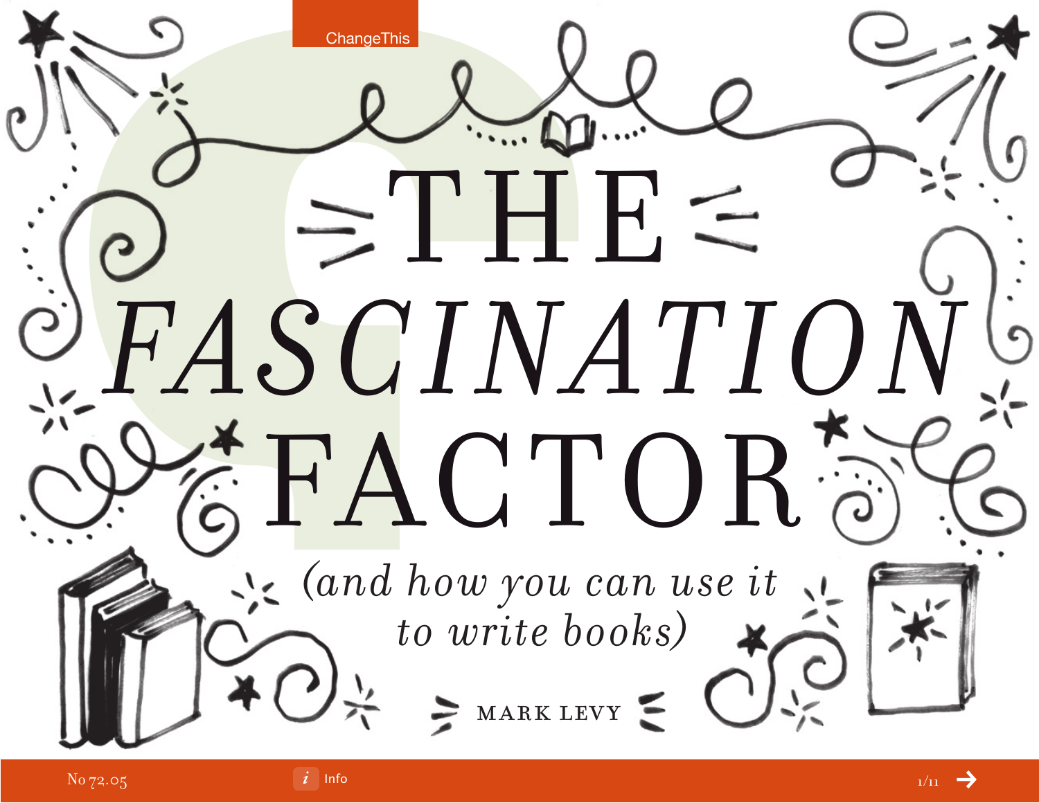ChangeThis

# THE *FASCINATION* FACTOR

*(and how you can use it to write books)*

MARK LEVY

No 72.05

Info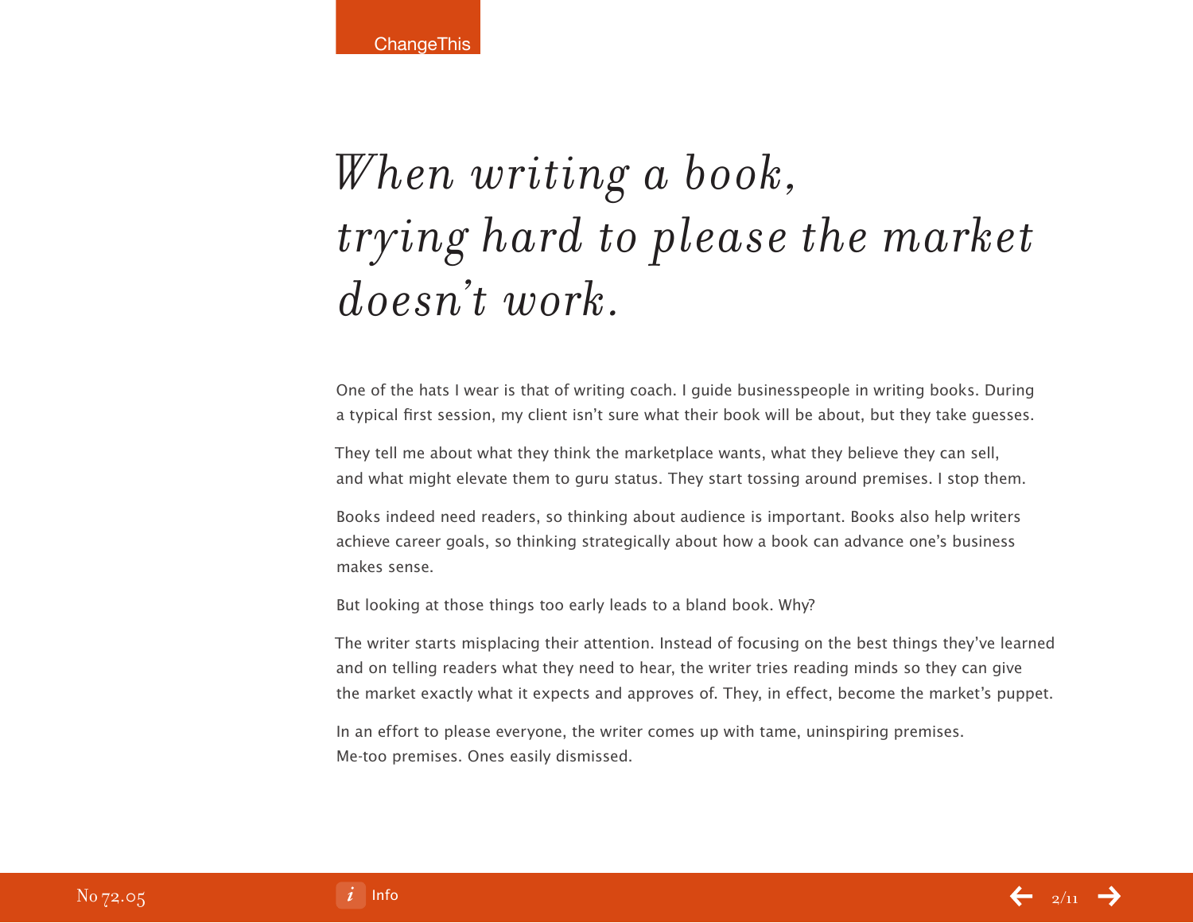# *When writing a book, trying hard to please the market doesn't work.*

One of the hats I wear is that of writing coach. I guide businesspeople in writing books. During a typical first session, my client isn't sure what their book will be about, but they take guesses.

They tell me about what they think the marketplace wants, what they believe they can sell, and what might elevate them to guru status. They start tossing around premises. I stop them.

Books indeed need readers, so thinking about audience is important. Books also help writers achieve career goals, so thinking strategically about how a book can advance one's business makes sense.

But looking at those things too early leads to a bland book. Why?

The writer starts misplacing their attention. Instead of focusing on the best things they've learned and on telling readers what they need to hear, the writer tries reading minds so they can give the market exactly what it expects and approves of. They, in effect, become the market's puppet.

In an effort to please everyone, the writer comes up with tame, uninspiring premises. Me-too premises. Ones easily dismissed.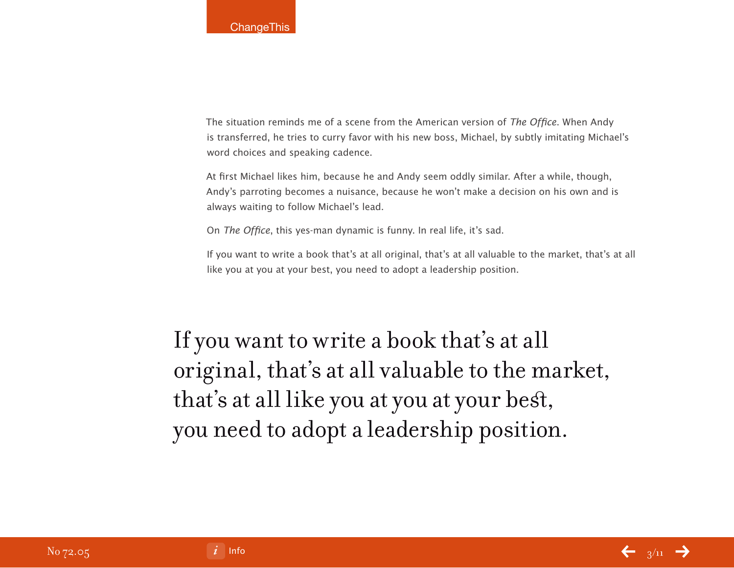The situation reminds me of a scene from the American version of *The Office*. When Andy is transferred, he tries to curry favor with his new boss, Michael, by subtly imitating Michael's word choices and speaking cadence.

At first Michael likes him, because he and Andy seem oddly similar. After a while, though, Andy's parroting becomes a nuisance, because he won't make a decision on his own and is always waiting to follow Michael's lead.

On *The Office*, this yes-man dynamic is funny. In real life, it's sad.

If you want to write a book that's at all original, that's at all valuable to the market, that's at all like you at you at your best, you need to adopt a leadership position.

> If you want to write a book that's at all original, that's at all valuable to the market, that's at all like you at you at your best, you need to adopt a leadership position.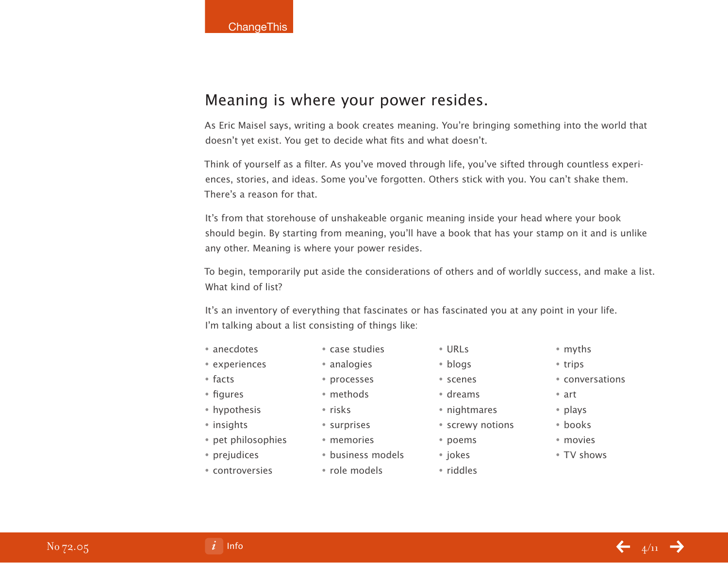## Meaning is where your power resides.

As Eric Maisel says, writing a book creates meaning. You're bringing something into the world that doesn't yet exist. You get to decide what fits and what doesn't.

Think of yourself as a filter. As you've moved through life, you've sifted through countless experiences, stories, and ideas. Some you've forgotten. Others stick with you. You can't shake them. There's a reason for that.

It's from that storehouse of unshakeable organic meaning inside your head where your book should begin. By starting from meaning, you'll have a book that has your stamp on it and is unlike any other. Meaning is where your power resides.

To begin, temporarily put aside the considerations of others and of worldly success, and make a list. What kind of list?

It's an inventory of everything that fascinates or has fascinated you at any point in your life. I'm talking about a list consisting of things like:

- anecdotes
- experiences
- facts
- figures
- hypothesis
- insights
- pet philosophies
- prejudices
- controversies
- case studies
- analogies
- processes
- methods
- risks
- surprises
- memories
- business models
- role models
- URLs
- blogs
- scenes
- dreams
- nightmares
- screwy notions
- poems
- jokes
- riddles
- myths
- trips
- conversations
- art
- plays
- books
- movies
- TV shows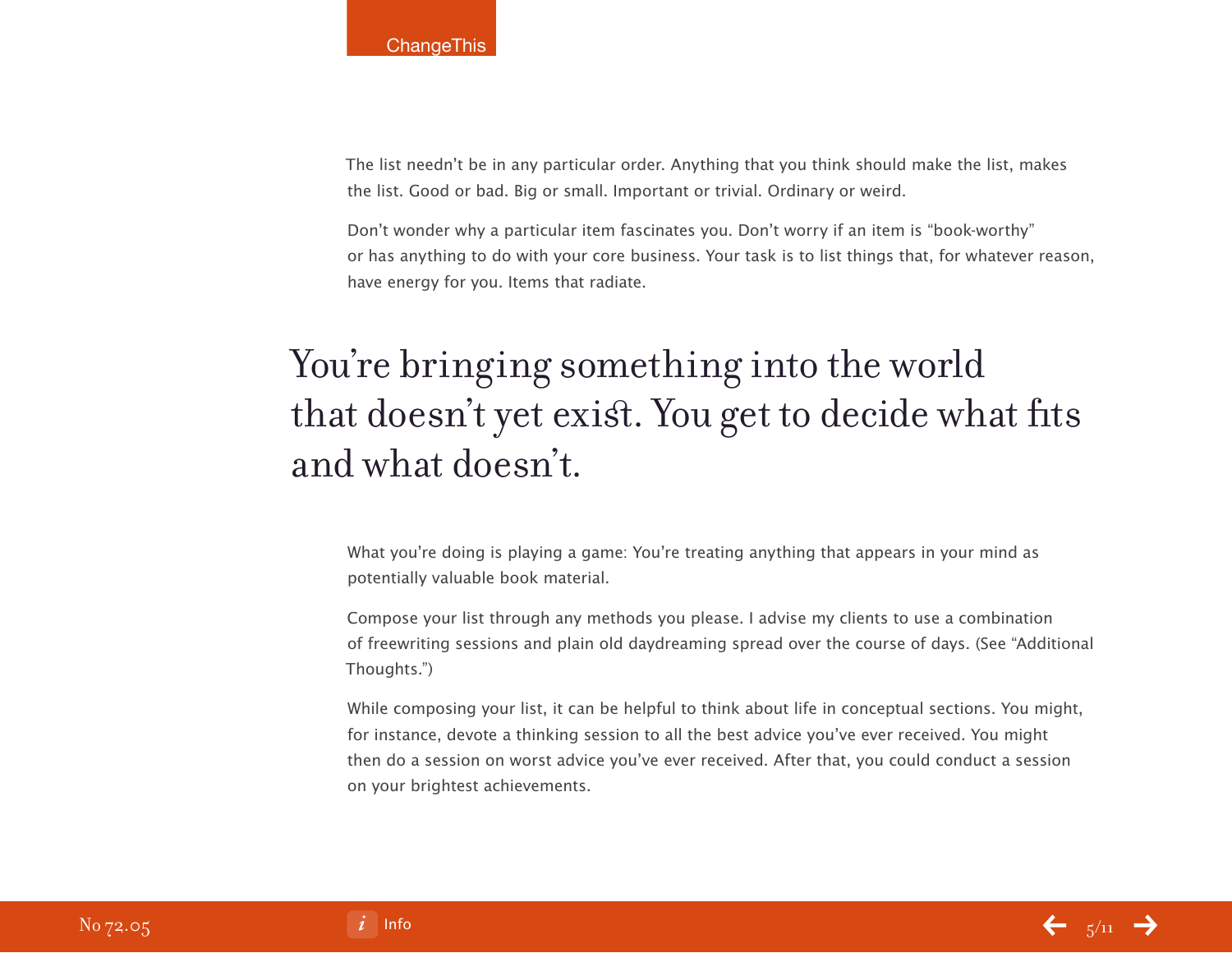The list needn't be in any particular order. Anything that you think should make the list, makes the list. Good or bad. Big or small. Important or trivial. Ordinary or weird.

Don't wonder why a particular item fascinates you. Don't worry if an item is "book-worthy" or has anything to do with your core business. Your task is to list things that, for whatever reason, have energy for you. Items that radiate.

## You're bringing something into the world that doesn't yet exist. You get to decide what fits and what doesn't.

What you're doing is playing a game: You're treating anything that appears in your mind as potentially valuable book material.

Compose your list through any methods you please. I advise my clients to use a combination of freewriting sessions and plain old daydreaming spread over the course of days. (See "Additional Thoughts.")

While composing your list, it can be helpful to think about life in conceptual sections. You might, for instance, devote a thinking session to all the best advice you've ever received. You might then do a session on worst advice you've ever received. After that, you could conduct a session on your brightest achievements.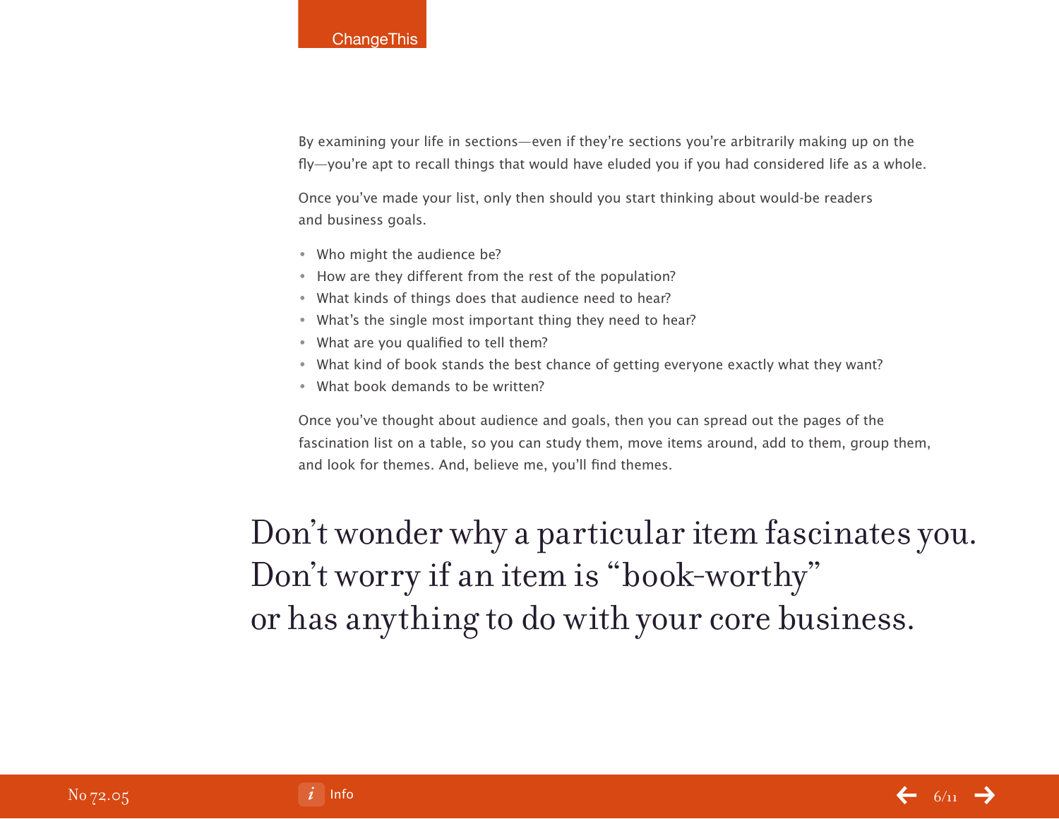By examining your life in sections—even if they're sections you're arbitrarily making up on the fly—you're apt to recall things that would have eluded you if you had considered life as a whole.

Once you've made your list, only then should you start thinking about would-be readers and business goals.

- Who might the audience be?
- How are they different from the rest of the population?
- What kinds of things does that audience need to hear?
- What's the single most important thing they need to hear?
- What are you qualified to tell them?
- What kind of book stands the best chance of getting everyone exactly what they want?
- What book demands to be written?

Once you've thought about audience and goals, then you can spread out the pages of the fascination list on a table, so you can study them, move items around, add to them, group them, and look for themes. And, believe me, you'll find themes.

> Don't wonder why a particular item fascinates you. Don't worry if an item is "book-worthy" or has anything to do with your core business.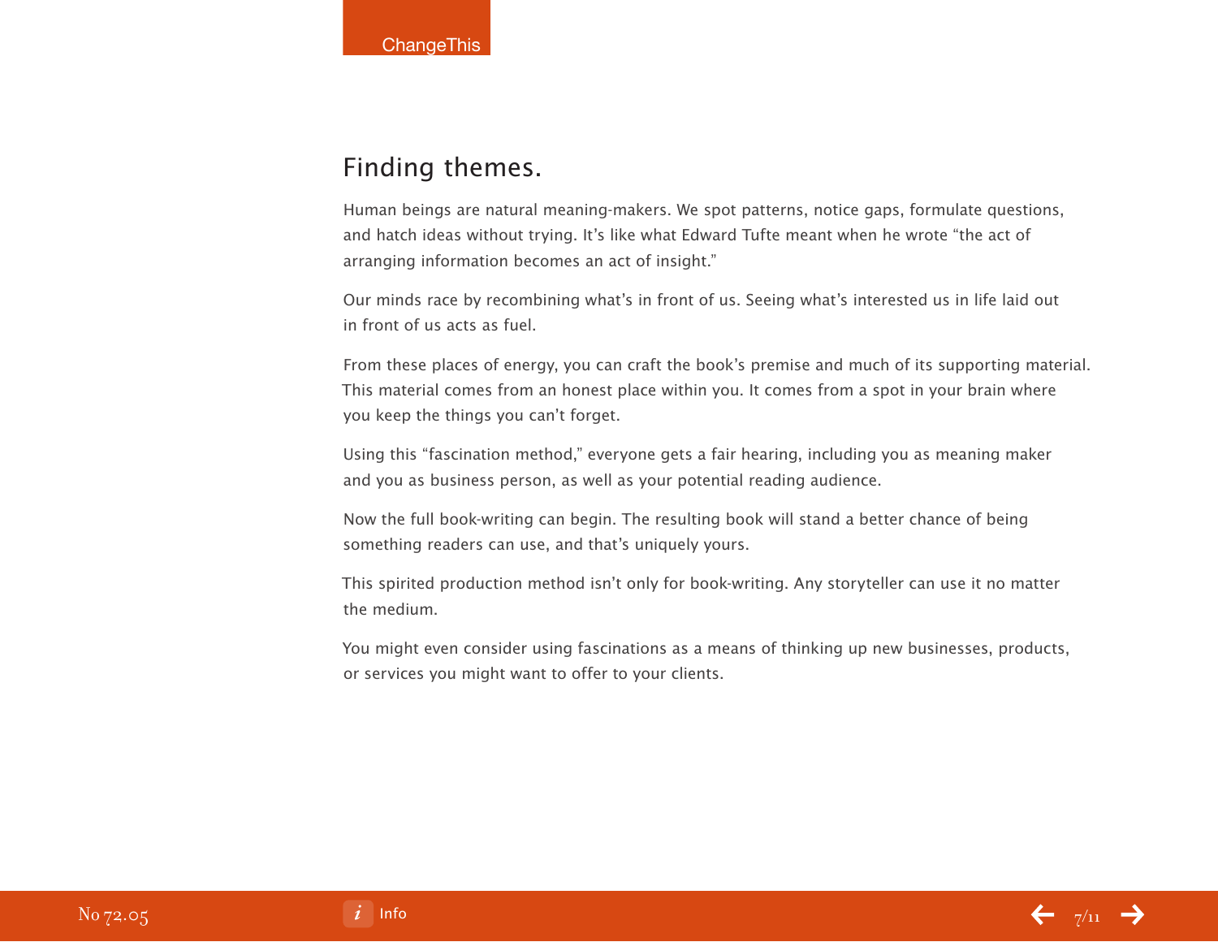## Finding themes.

Human beings are natural meaning-makers. We spot patterns, notice gaps, formulate questions, and hatch ideas without trying. It's like what Edward Tufte meant when he wrote "the act of arranging information becomes an act of insight."

Our minds race by recombining what's in front of us. Seeing what's interested us in life laid out in front of us acts as fuel.

From these places of energy, you can craft the book's premise and much of its supporting material. This material comes from an honest place within you. It comes from a spot in your brain where you keep the things you can't forget.

Using this "fascination method," everyone gets a fair hearing, including you as meaning maker and you as business person, as well as your potential reading audience.

Now the full book-writing can begin. The resulting book will stand a better chance of being something readers can use, and that's uniquely yours.

This spirited production method isn't only for book-writing. Any storyteller can use it no matter the medium.

You might even consider using fascinations as a means of thinking up new businesses, products, or services you might want to offer to your clients.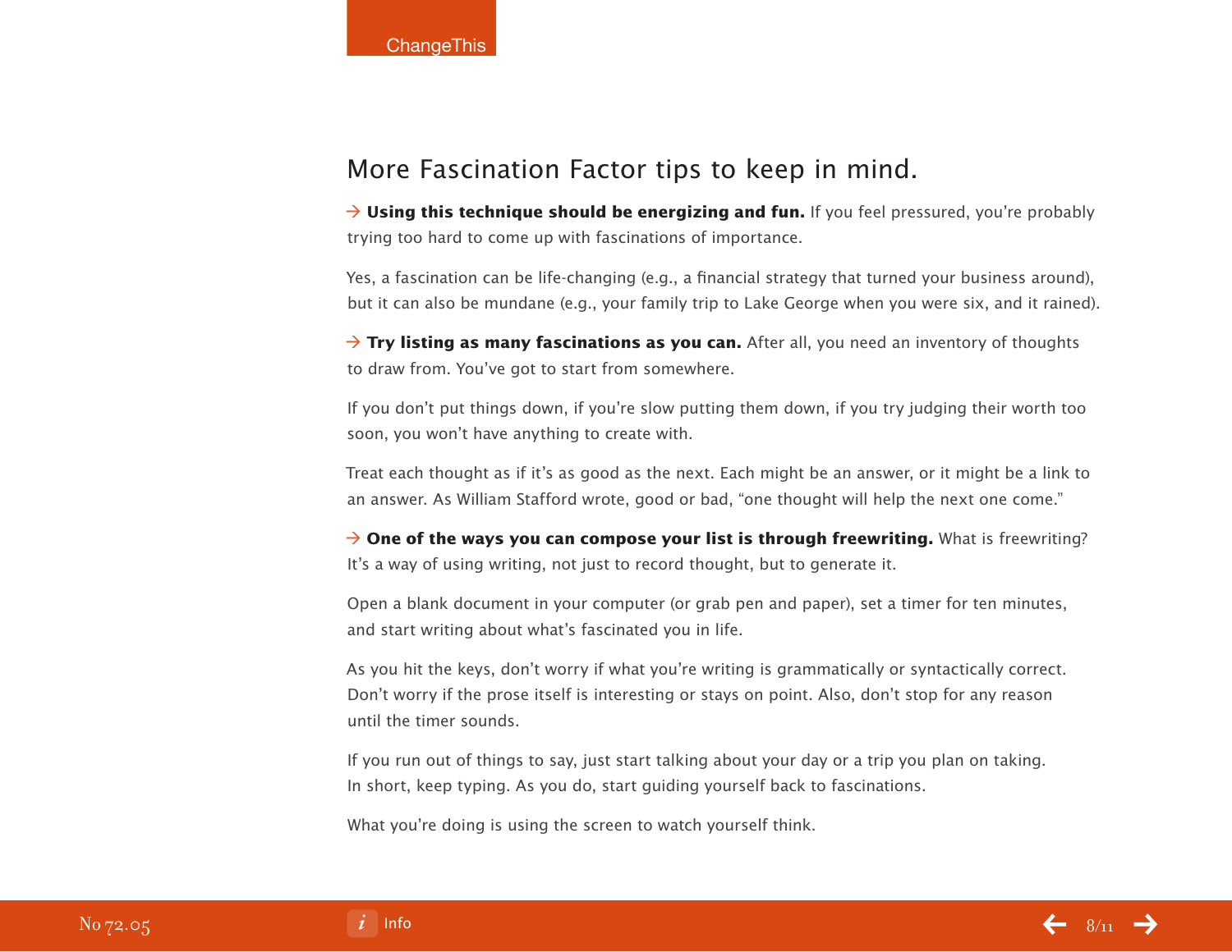## More Fascination Factor tips to keep in mind.

→ **Using this technique should be energizing and fun.** If you feel pressured, you're probably trying too hard to come up with fascinations of importance.

Yes, a fascination can be life-changing (e.g., a financial strategy that turned your business around), but it can also be mundane (e.g., your family trip to Lake George when you were six, and it rained).

→ **Try listing as many fascinations as you can.** After all, you need an inventory of thoughts to draw from. You've got to start from somewhere.

If you don't put things down, if you're slow putting them down, if you try judging their worth too soon, you won't have anything to create with.

Treat each thought as if it's as good as the next. Each might be an answer, or it might be a link to an answer. As William Stafford wrote, good or bad, "one thought will help the next one come."

→ **One of the ways you can compose your list is through freewriting.** What is freewriting? It's a way of using writing, not just to record thought, but to generate it.

Open a blank document in your computer (or grab pen and paper), set a timer for ten minutes, and start writing about what's fascinated you in life.

As you hit the keys, don't worry if what you're writing is grammatically or syntactically correct. Don't worry if the prose itself is interesting or stays on point. Also, don't stop for any reason until the timer sounds.

If you run out of things to say, just start talking about your day or a trip you plan on taking. In short, keep typing. As you do, start guiding yourself back to fascinations.

What you're doing is using the screen to watch yourself think.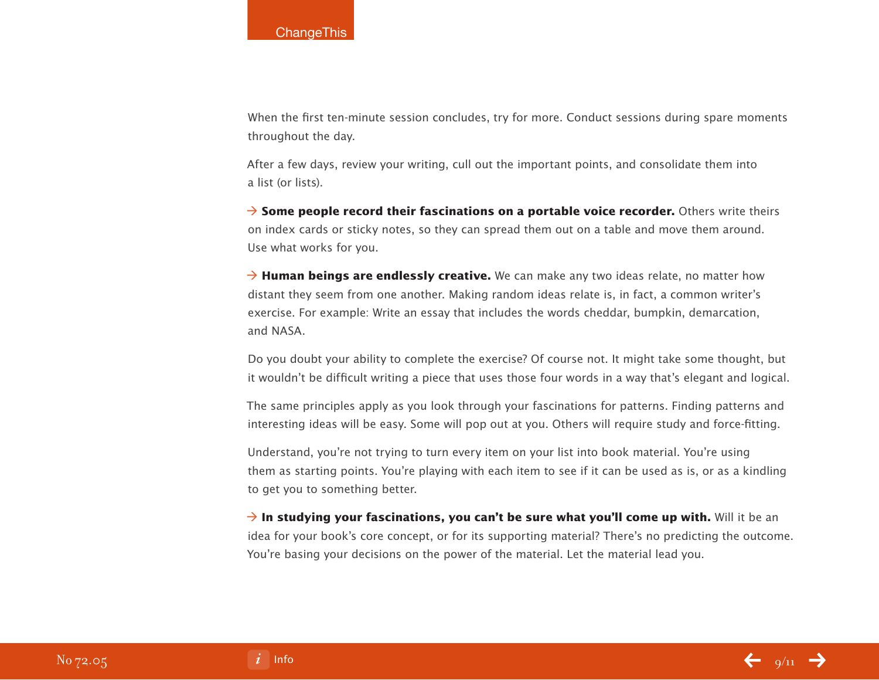When the first ten-minute session concludes, try for more. Conduct sessions during spare moments throughout the day.

After a few days, review your writing, cull out the important points, and consolidate them into a list (or lists).

→ **Some people record their fascinations on a portable voice recorder.** Others write theirs on index cards or sticky notes, so they can spread them out on a table and move them around. Use what works for you.

→ **Human beings are endlessly creative.** We can make any two ideas relate, no matter how distant they seem from one another. Making random ideas relate is, in fact, a common writer's exercise. For example: Write an essay that includes the words cheddar, bumpkin, demarcation, and NASA.

Do you doubt your ability to complete the exercise? Of course not. It might take some thought, but it wouldn't be difficult writing a piece that uses those four words in a way that's elegant and logical.

The same principles apply as you look through your fascinations for patterns. Finding patterns and interesting ideas will be easy. Some will pop out at you. Others will require study and force-fitting.

Understand, you're not trying to turn every item on your list into book material. You're using them as starting points. You're playing with each item to see if it can be used as is, or as a kindling to get you to something better.

→ **In studying your fascinations, you can't be sure what you'll come up with.** Will it be an idea for your book's core concept, or for its supporting material? There's no predicting the outcome. You're basing your decisions on the power of the material. Let the material lead you.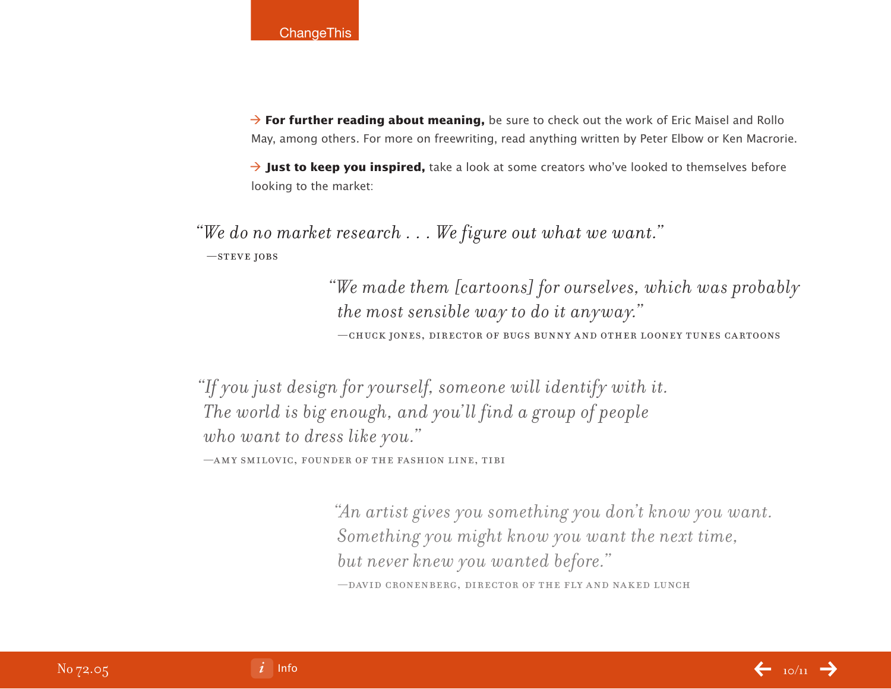→ **For further reading about meaning,** be sure to check out the work of Eric Maisel and Rollo May, among others. For more on freewriting, read anything written by Peter Elbow or Ken Macrorie.

→ **Just to keep you inspired,** take a look at some creators who've looked to themselves before looking to the market:

*"We do no market research . . . We figure out what we want."*

—STEVE JOBS

*"We made them [cartoons] for ourselves, which was probably the most sensible way to do it anyway."*

—CHUCK JONES, DIRECTOR OF BUGS BUNNY AND OTHER LOONEY TUNES CARTOONS

*"If you just design for yourself, someone will identify with it. The world is big enough, and you'll find a group of people who want to dress like you."*

—AMY SMILOVIC, FOUNDER OF THE FASHION LINE, TIBI

*"An artist gives you something you don't know you want. Something you might know you want the next time, but never knew you wanted before."*

—DAVID CRONENBERG, DIRECTOR OF THE FLY AND NAKED LUNCH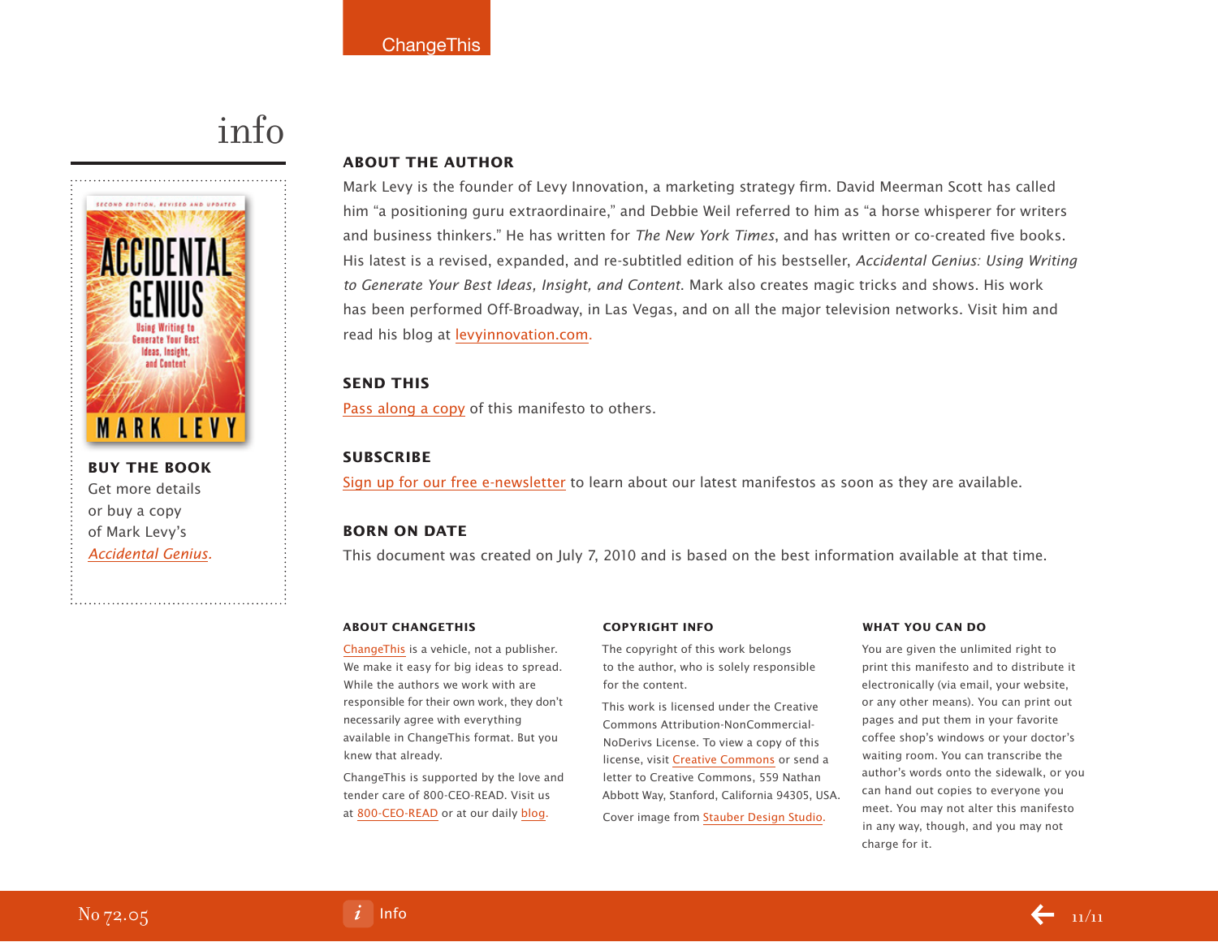# info

**BUY THE BOOK**
Get more details or buy a copy of Mark Levy's *Accidental Genius*.

## ABOUT THE AUTHOR

Mark Levy is the founder of Levy Innovation, a marketing strategy firm. David Meerman Scott has called him "a positioning guru extraordinaire," and Debbie Weil referred to him as "a horse whisperer for writers and business thinkers." He has written for *The New York Times*, and has written or co-created five books. His latest is a revised, expanded, and re-subtitled edition of his bestseller, *Accidental Genius: Using Writing to Generate Your Best Ideas, Insight, and Content*. Mark also creates magic tricks and shows. His work has been performed Off-Broadway, in Las Vegas, and on all the major television networks. Visit him and read his blog at levyinnovation.com.

## SEND THIS

Pass along a copy of this manifesto to others.

## SUBSCRIBE

Sign up for our free e-newsletter to learn about our latest manifestos as soon as they are available.

## BORN ON DATE

This document was created on July 7, 2010 and is based on the best information available at that time.

### ABOUT CHANGETHIS

ChangeThis is a vehicle, not a publisher. We make it easy for big ideas to spread. While the authors we work with are responsible for their own work, they don't necessarily agree with everything available in ChangeThis format. But you knew that already.

ChangeThis is supported by the love and tender care of 800-CEO-READ. Visit us at 800-CEO-READ or at our daily blog.

### COPYRIGHT INFO

The copyright of this work belongs to the author, who is solely responsible for the content.

This work is licensed under the Creative Commons Attribution-NonCommercial-NoDerivs License. To view a copy of this license, visit Creative Commons or send a letter to Creative Commons, 559 Nathan Abbott Way, Stanford, California 94305, USA.

Cover image from Stauber Design Studio.

### WHAT YOU CAN DO

You are given the unlimited right to print this manifesto and to distribute it electronically (via email, your website, or any other means). You can print out pages and put them in your favorite coffee shop's windows or your doctor's waiting room. You can transcribe the author's words onto the sidewalk, or you can hand out copies to everyone you meet. You may not alter this manifesto in any way, though, and you may not charge for it.